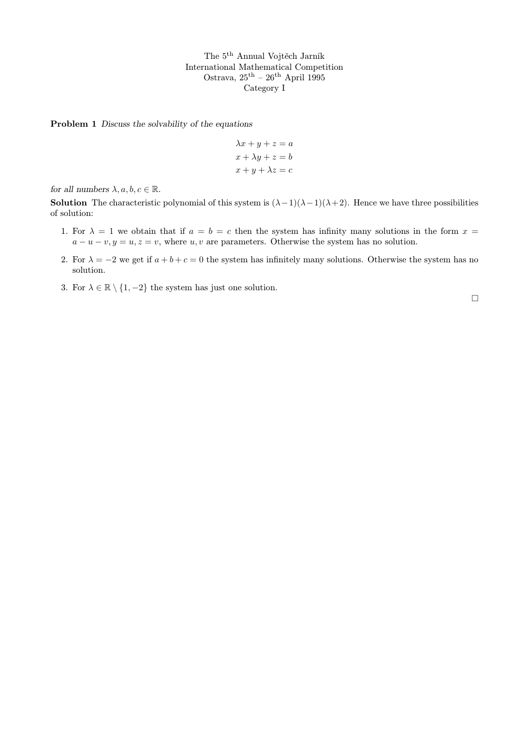The 5th Annual Vojtěch Jarník
International Mathematical Competition
Ostrava, 25th – 26th April 1995
Category I

**Problem 1** *Discuss the solvability of the equations*

$$\lambda x + y + z = a$$
$$x + \lambda y + z = b$$
$$x + y + \lambda z = c$$

*for all numbers* $\lambda, a, b, c \in \mathbb{R}$.

**Solution** The characteristic polynomial of this system is $(\lambda - 1)(\lambda - 1)(\lambda + 2)$. Hence we have three possibilities of solution:

1. For $\lambda = 1$ we obtain that if $a = b = c$ then the system has infinity many solutions in the form $x = a - u - v, y = u, z = v$, where $u, v$ are parameters. Otherwise the system has no solution.
2. For $\lambda = -2$ we get if $a + b + c = 0$ the system has infinitely many solutions. Otherwise the system has no solution.
3. For $\lambda \in \mathbb{R} \setminus \{1, -2\}$ the system has just one solution.

□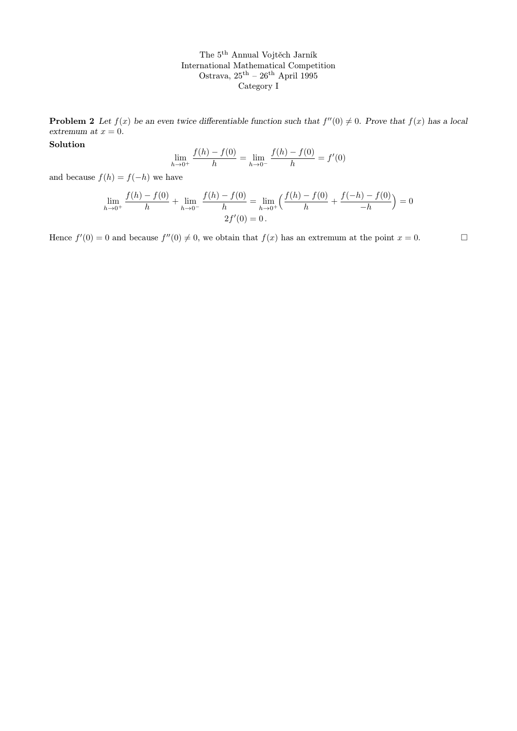The 5th Annual Vojtěch Jarník
International Mathematical Competition
Ostrava, 25th – 26th April 1995
Category I

**Problem 2** *Let $f(x)$ be an even twice differentiable function such that $f''(0) \neq 0$. Prove that $f(x)$ has a local extremum at $x = 0$.*

**Solution**

$$\lim_{h \to 0^+} \frac{f(h) - f(0)}{h} = \lim_{h \to 0^-} \frac{f(h) - f(0)}{h} = f'(0)$$

and because $f(h) = f(-h)$ we have

$$\lim_{h \to 0^+} \frac{f(h) - f(0)}{h} + \lim_{h \to 0^-} \frac{f(h) - f(0)}{h} = \lim_{h \to 0^+} \Big( \frac{f(h) - f(0)}{h} + \frac{f(-h) - f(0)}{-h} \Big) = 0$$

$$2f'(0) = 0\,.$$

Hence $f'(0) = 0$ and because $f''(0) \neq 0$, we obtain that $f(x)$ has an extremum at the point $x = 0$. □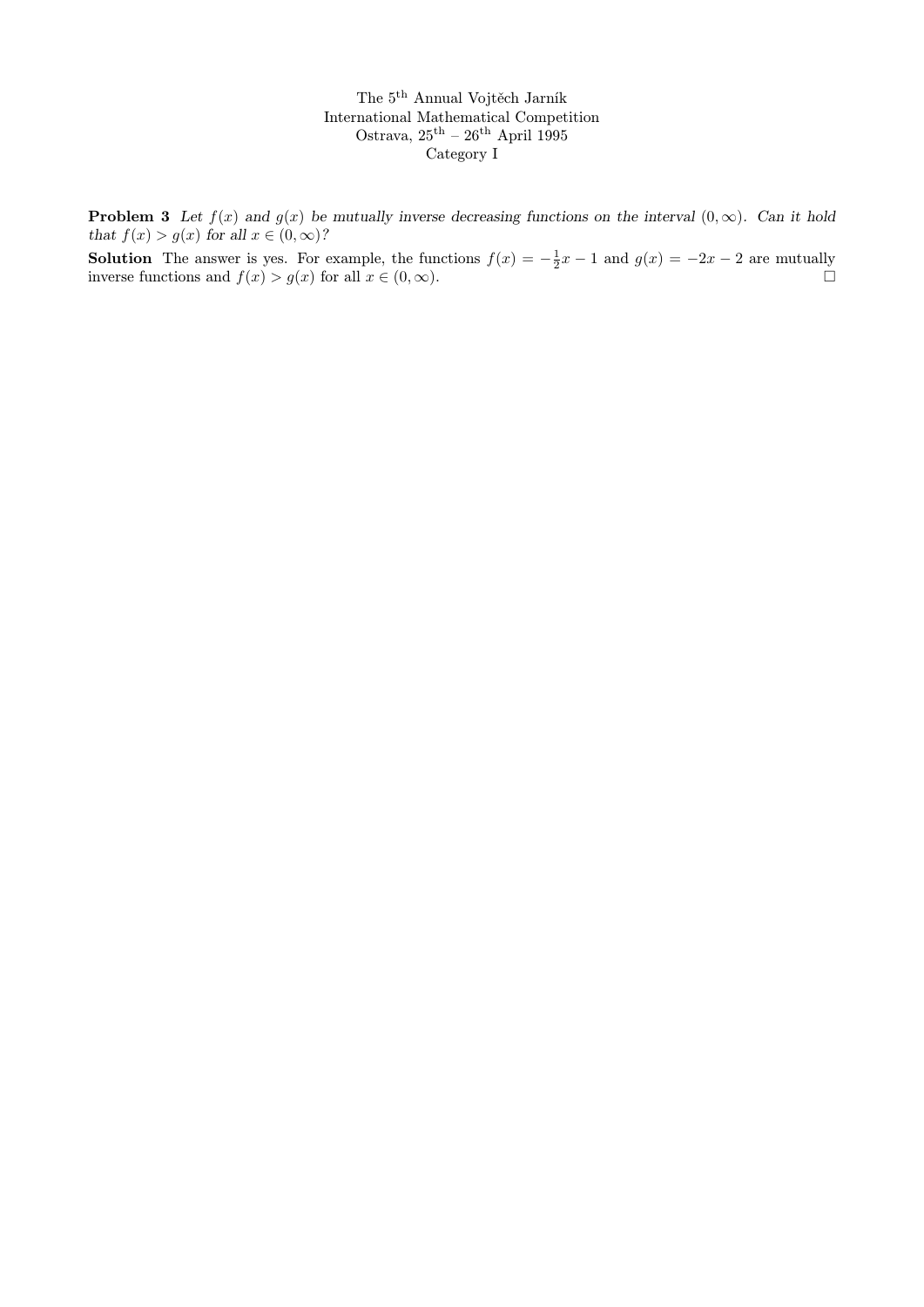The 5[th] Annual Vojtěch Jarník
International Mathematical Competition
Ostrava, 25[th] – 26[th] April 1995
Category I

**Problem 3** *Let $f(x)$ and $g(x)$ be mutually inverse decreasing functions on the interval $(0, \infty)$. Can it hold that $f(x) > g(x)$ for all $x \in (0, \infty)$?*

**Solution** The answer is yes. For example, the functions $f(x) = -\frac{1}{2}x - 1$ and $g(x) = -2x - 2$ are mutually inverse functions and $f(x) > g(x)$ for all $x \in (0, \infty)$. □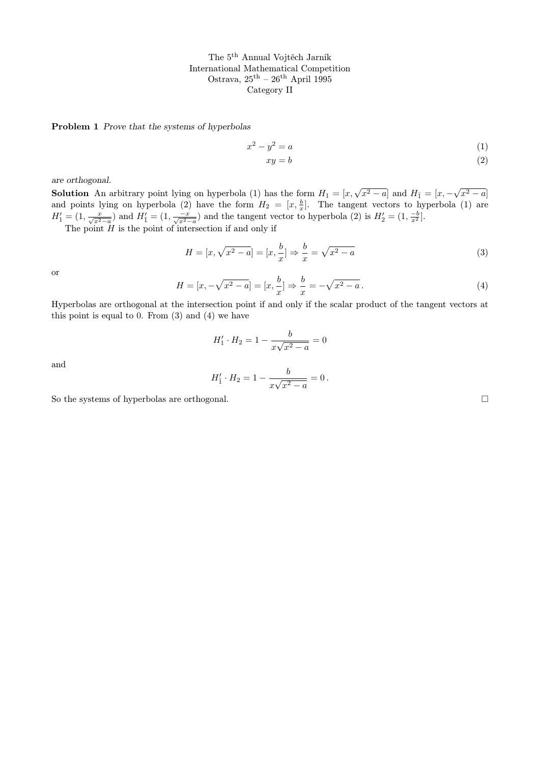The 5[th] Annual Vojtěch Jarník
International Mathematical Competition
Ostrava, 25[th] – 26[th] April 1995
Category II

**Problem 1** *Prove that the systems of hyperbolas*

$$x^2 - y^2 = a \tag{1}$$

$$xy = b \tag{2}$$

*are orthogonal.*

**Solution** An arbitrary point lying on hyperbola (1) has the form $H_1 = [x, \sqrt{x^2 - a}]$ and $H_{\bar{1}} = [x, -\sqrt{x^2 - a}]$ and points lying on hyperbola (2) have the form $H_2 = [x, \frac{b}{x}]$. The tangent vectors to hyperbola (1) are $H_1' = (1, \frac{x}{\sqrt{x^2-a}})$ and $H_{\bar{1}}' = (1, \frac{-x}{\sqrt{x^2-a}})$ and the tangent vector to hyperbola (2) is $H_2' = (1, \frac{-b}{x^2}]$.

The point $H$ is the point of intersection if and only if

$$H = [x, \sqrt{x^2 - a}] = [x, \frac{b}{x}] \Rightarrow \frac{b}{x} = \sqrt{x^2 - a} \tag{3}$$

or

$$H = [x, -\sqrt{x^2 - a}] = [x, \frac{b}{x}] \Rightarrow \frac{b}{x} = -\sqrt{x^2 - a}\,. \tag{4}$$

Hyperbolas are orthogonal at the intersection point if and only if the scalar product of the tangent vectors at this point is equal to 0. From (3) and (4) we have

$$H_1' \cdot H_2 = 1 - \frac{b}{x\sqrt{x^2 - a}} = 0$$

and

$$H_{\bar{1}}' \cdot H_2 = 1 - \frac{b}{x\sqrt{x^2 - a}} = 0\,.$$

So the systems of hyperbolas are orthogonal. $\square$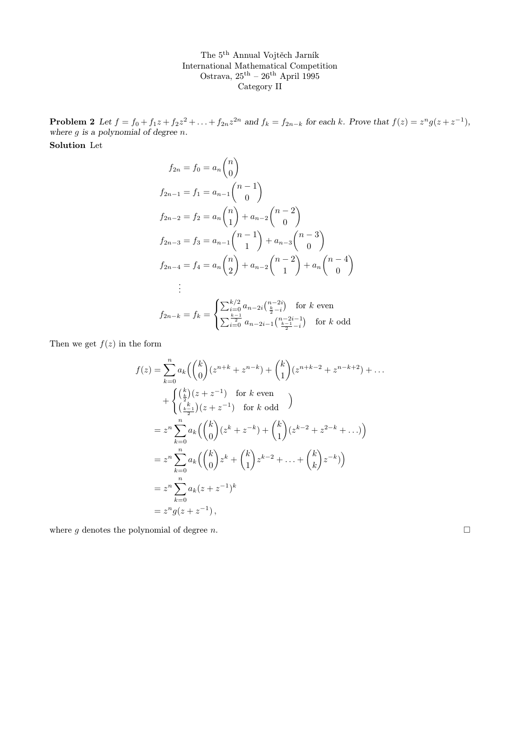The 5th Annual Vojtěch Jarník
International Mathematical Competition
Ostrava, 25th – 26th April 1995
Category II

**Problem 2** *Let $f = f_0 + f_1 z + f_2 z^2 + \ldots + f_{2n} z^{2n}$ and $f_k = f_{2n-k}$ for each $k$. Prove that $f(z) = z^n g(z + z^{-1})$, where $g$ is a polynomial of degree $n$.*

**Solution** Let

$$
\begin{aligned}
f_{2n} = f_0 &= a_n \binom{n}{0} \\
f_{2n-1} = f_1 &= a_{n-1} \binom{n-1}{0} \\
f_{2n-2} = f_2 &= a_n \binom{n}{1} + a_{n-2} \binom{n-2}{0} \\
f_{2n-3} = f_3 &= a_{n-1} \binom{n-1}{1} + a_{n-3} \binom{n-3}{0} \\
f_{2n-4} = f_4 &= a_n \binom{n}{2} + a_{n-2} \binom{n-2}{1} + a_n \binom{n-4}{0} \\
&\vdots \\
f_{2n-k} = f_k &= \begin{cases} \sum_{i=0}^{k/2} a_{n-2i} \binom{n-2i}{\frac{k}{2}-i} & \text{for } k \text{ even} \\ \sum_{i=0}^{\frac{k-1}{2}} a_{n-2i-1} \binom{n-2i-1}{\frac{k-1}{2}-i} & \text{for } k \text{ odd} \end{cases}
\end{aligned}
$$

Then we get $f(z)$ in the form

$$
\begin{aligned}
f(z) &= \sum_{k=0}^{n} a_k \Big( \binom{k}{0} (z^{n+k} + z^{n-k}) + \binom{k}{1} (z^{n+k-2} + z^{n-k+2}) + \ldots \\
&\quad + \begin{cases} \binom{k}{\frac{k}{2}} (z + z^{-1}) & \text{for } k \text{ even} \\ \binom{k}{\frac{k-1}{2}} (z + z^{-1}) & \text{for } k \text{ odd} \end{cases} \Big) \\
&= z^n \sum_{k=0}^{n} a_k \Big( \binom{k}{0} (z^k + z^{-k}) + \binom{k}{1} (z^{k-2} + z^{2-k} + \ldots) \Big) \\
&= z^n \sum_{k=0}^{n} a_k \Big( \binom{k}{0} z^k + \binom{k}{1} z^{k-2} + \ldots + \binom{k}{k} z^{-k} \Big) \\
&= z^n \sum_{k=0}^{n} a_k (z + z^{-1})^k \\
&= z^n g(z + z^{-1}),
\end{aligned}
$$

where $g$ denotes the polynomial of degree $n$. □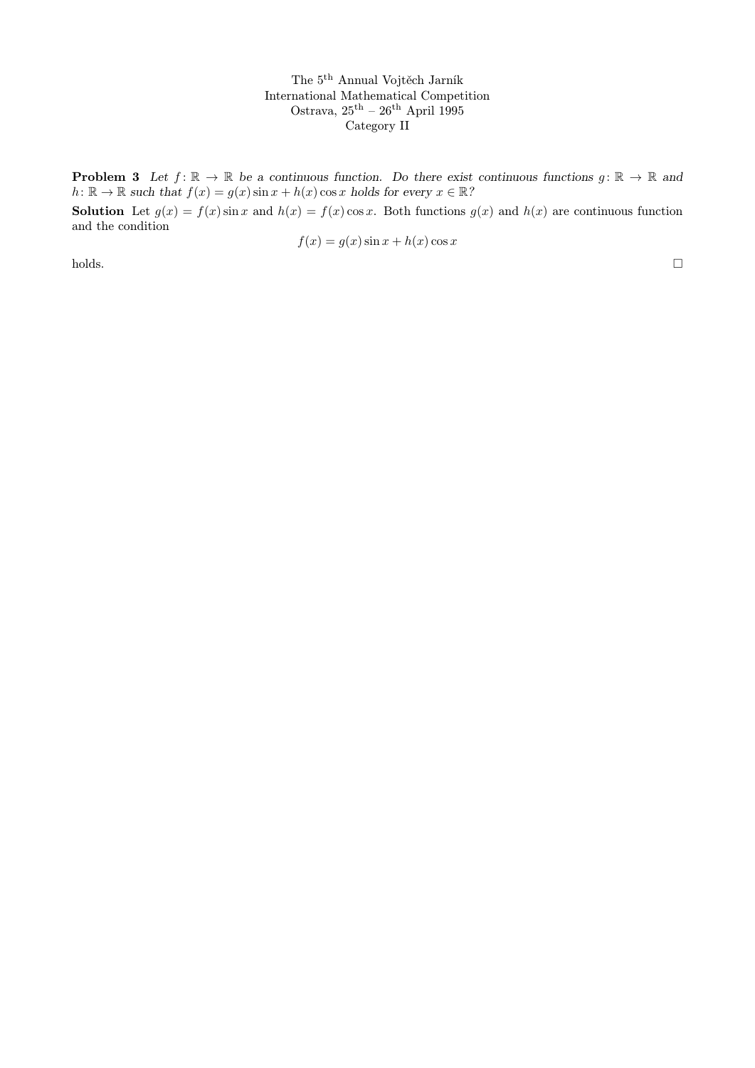The 5th Annual Vojtěch Jarník
International Mathematical Competition
Ostrava, 25th – 26th April 1995
Category II

**Problem 3** *Let $f\colon \mathbb{R} \to \mathbb{R}$ be a continuous function. Do there exist continuous functions $g\colon \mathbb{R} \to \mathbb{R}$ and $h\colon \mathbb{R} \to \mathbb{R}$ such that $f(x) = g(x)\sin x + h(x)\cos x$ holds for every $x \in \mathbb{R}$?*

**Solution** Let $g(x) = f(x)\sin x$ and $h(x) = f(x)\cos x$. Both functions $g(x)$ and $h(x)$ are continuous function and the condition

$$f(x) = g(x)\sin x + h(x)\cos x$$

holds. □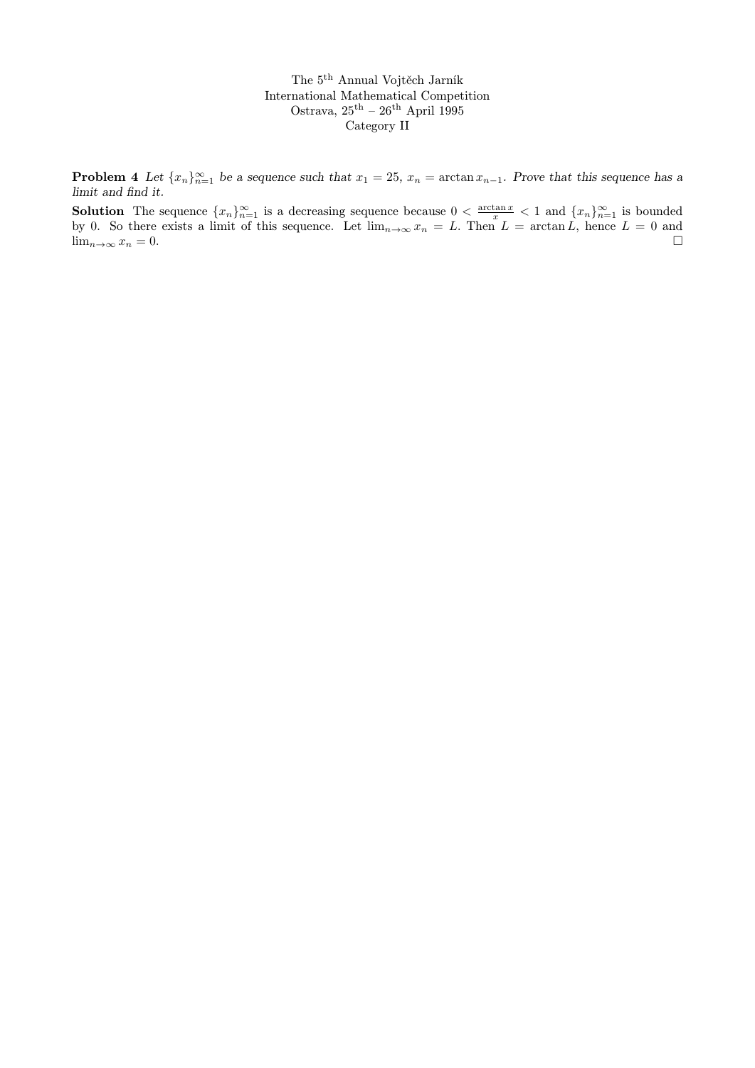The 5th Annual Vojtěch Jarník
International Mathematical Competition
Ostrava, 25th – 26th April 1995
Category II

**Problem 4** *Let $\{x_n\}_{n=1}^{\infty}$ be a sequence such that $x_1 = 25$, $x_n = \arctan x_{n-1}$. Prove that this sequence has a limit and find it.*

**Solution** The sequence $\{x_n\}_{n=1}^{\infty}$ is a decreasing sequence because $0 < \frac{\arctan x}{x} < 1$ and $\{x_n\}_{n=1}^{\infty}$ is bounded by 0. So there exists a limit of this sequence. Let $\lim_{n\to\infty} x_n = L$. Then $L = \arctan L$, hence $L = 0$ and $\lim_{n\to\infty} x_n = 0$. □